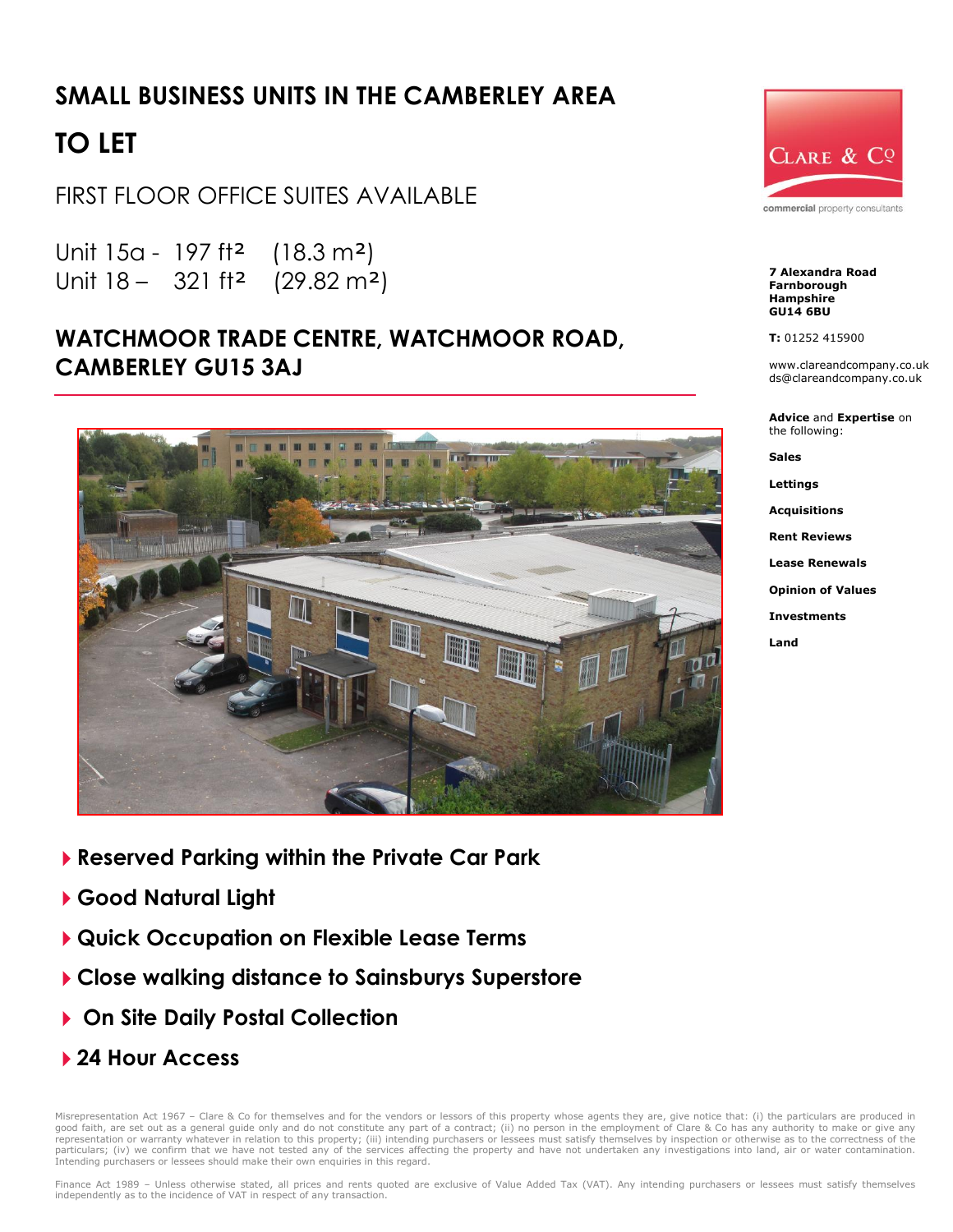# SMALL BUSINESS UNITS IN THE CAMBERLEY AREA

# TO LET

FIRST FLOOR OFFICE SUITES AVAILABLE

Unit 15a - 197 ft² (18.3 m²)
Unit 18 – 321 ft² (29.82 m²)

## WATCHMOOR TRADE CENTRE, WATCHMOOR ROAD, CAMBERLEY GU15 3AJ

- **Reserved Parking within the Private Car Park**
- **Good Natural Light**
- **Quick Occupation on Flexible Lease Terms**
- **Close walking distance to Sainsburys Superstore**
- **On Site Daily Postal Collection**
- **24 Hour Access**

CLARE & Co

commercial property consultants

**7 Alexandra Road**
**Farnborough**
**Hampshire**
**GU14 6BU**

**T:** 01252 415900

www.clareandcompany.co.uk
ds@clareandcompany.co.uk

**Advice** and **Expertise** on the following:

**Sales**

**Lettings**

**Acquisitions**

**Rent Reviews**

**Lease Renewals**

**Opinion of Values**

**Investments**

**Land**

Misrepresentation Act 1967 – Clare & Co for themselves and for the vendors or lessors of this property whose agents they are, give notice that: (i) the particulars are produced in good faith, are set out as a general guide only and do not constitute any part of a contract; (ii) no person in the employment of Clare & Co has any authority to make or give any representation or warranty whatever in relation to this property; (iii) intending purchasers or lessees must satisfy themselves by inspection or otherwise as to the correctness of the particulars; (iv) we confirm that we have not tested any of the services affecting the property and have not undertaken any investigations into land, air or water contamination. Intending purchasers or lessees should make their own enquiries in this regard.

Finance Act 1989 – Unless otherwise stated, all prices and rents quoted are exclusive of Value Added Tax (VAT). Any intending purchasers or lessees must satisfy themselves independently as to the incidence of VAT in respect of any transaction.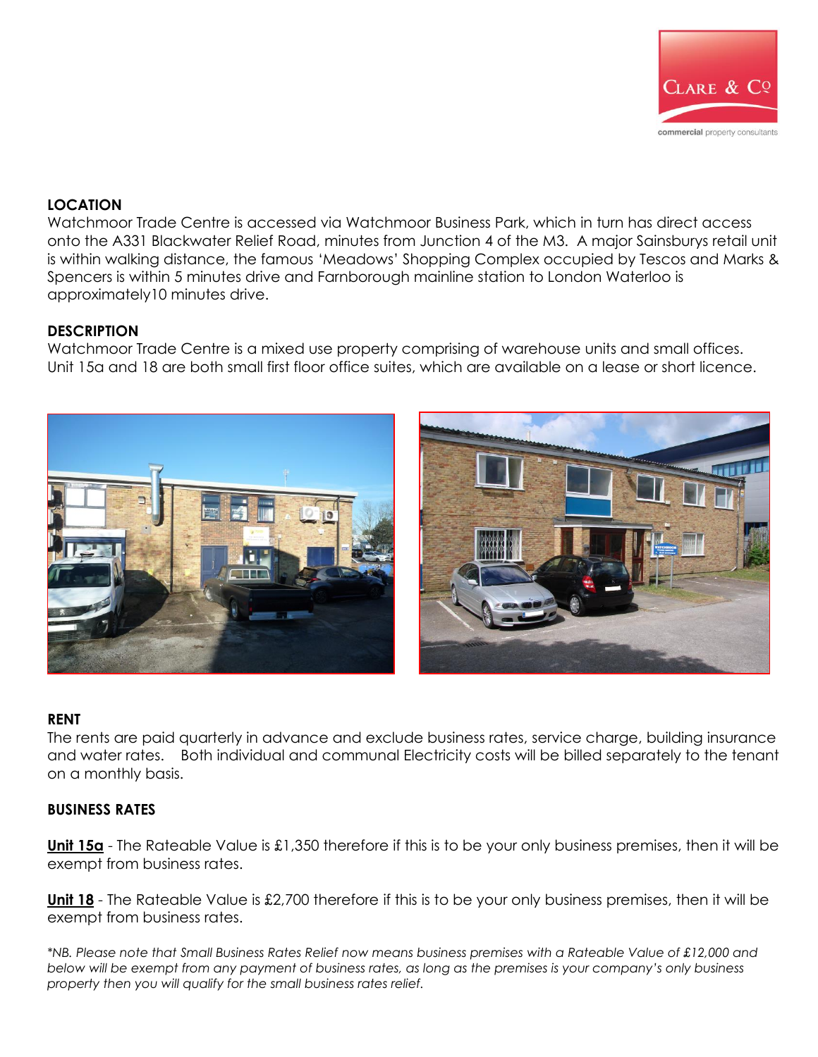**LOCATION**
Watchmoor Trade Centre is accessed via Watchmoor Business Park, which in turn has direct access onto the A331 Blackwater Relief Road, minutes from Junction 4 of the M3. A major Sainsburys retail unit is within walking distance, the famous 'Meadows' Shopping Complex occupied by Tescos and Marks & Spencers is within 5 minutes drive and Farnborough mainline station to London Waterloo is approximately10 minutes drive.

**DESCRIPTION**
Watchmoor Trade Centre is a mixed use property comprising of warehouse units and small offices. Unit 15a and 18 are both small first floor office suites, which are available on a lease or short licence.

**RENT**
The rents are paid quarterly in advance and exclude business rates, service charge, building insurance and water rates. Both individual and communal Electricity costs will be billed separately to the tenant on a monthly basis.

**BUSINESS RATES**

**Unit 15a** - The Rateable Value is £1,350 therefore if this is to be your only business premises, then it will be exempt from business rates.

**Unit 18** - The Rateable Value is £2,700 therefore if this is to be your only business premises, then it will be exempt from business rates.

*\*NB. Please note that Small Business Rates Relief now means business premises with a Rateable Value of £12,000 and below will be exempt from any payment of business rates, as long as the premises is your company's only business property then you will qualify for the small business rates relief.*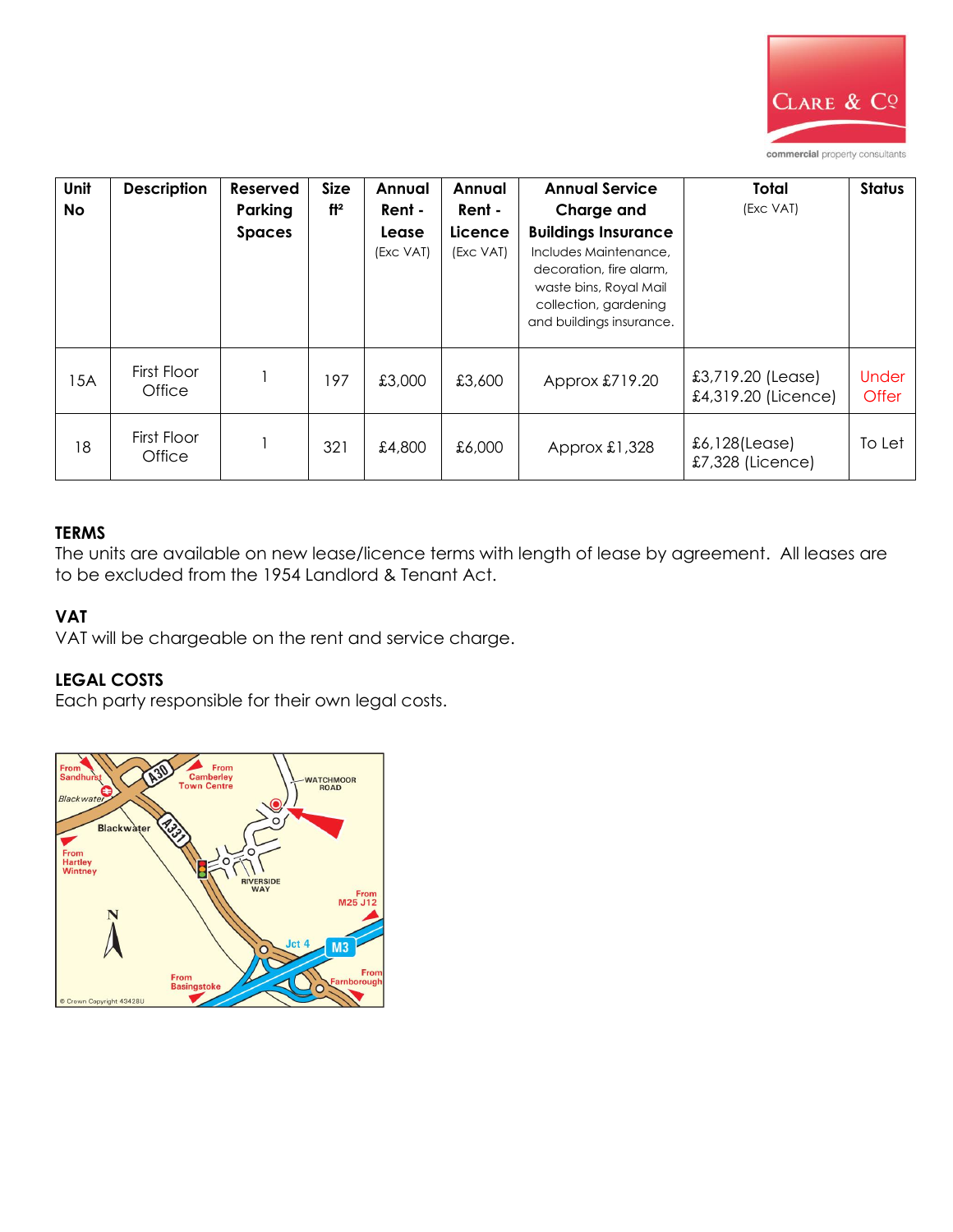| Unit No | Description | Reserved Parking Spaces | Size ft² | Annual Rent - Lease (Exc VAT) | Annual Rent - Licence (Exc VAT) | Annual Service Charge and Buildings Insurance Includes Maintenance, decoration, fire alarm, waste bins, Royal Mail collection, gardening and buildings insurance. | Total (Exc VAT) | Status |
|---|---|---|---|---|---|---|---|---|
| 15A | First Floor Office | 1 | 197 | £3,000 | £3,600 | Approx £719.20 | £3,719.20 (Lease) £4,319.20 (Licence) | Under Offer |
| 18 | First Floor Office | 1 | 321 | £4,800 | £6,000 | Approx £1,328 | £6,128(Lease) £7,328 (Licence) | To Let |

**TERMS**
The units are available on new lease/licence terms with length of lease by agreement. All leases are to be excluded from the 1954 Landlord & Tenant Act.

**VAT**
VAT will be chargeable on the rent and service charge.

**LEGAL COSTS**
Each party responsible for their own legal costs.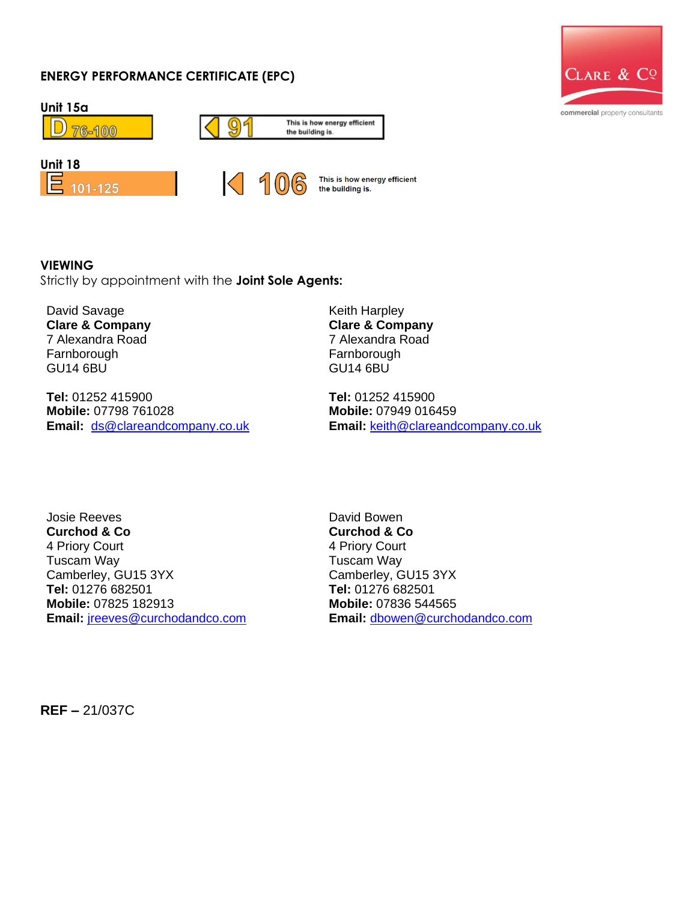## ENERGY PERFORMANCE CERTIFICATE (EPC)

CLARE & CO
commercial property consultants

**Unit 15a**

D 76-100

91 This is how energy efficient the building is.

**Unit 18**

E 101-125

106 This is how energy efficient the building is.

## VIEWING

Strictly by appointment with the **Joint Sole Agents:**

David Savage
**Clare & Company**
7 Alexandra Road
Farnborough
GU14 6BU

**Tel:** 01252 415900
**Mobile:** 07798 761028
**Email:** ds@clareandcompany.co.uk

Keith Harpley
**Clare & Company**
7 Alexandra Road
Farnborough
GU14 6BU

**Tel:** 01252 415900
**Mobile:** 07949 016459
**Email:** keith@clareandcompany.co.uk

Josie Reeves
**Curchod & Co**
4 Priory Court
Tuscam Way
Camberley, GU15 3YX
**Tel:** 01276 682501
**Mobile:** 07825 182913
**Email:** jreeves@curchodandco.com

David Bowen
**Curchod & Co**
4 Priory Court
Tuscam Way
Camberley, GU15 3YX
**Tel:** 01276 682501
**Mobile:** 07836 544565
**Email:** dbowen@curchodandco.com

**REF –** 21/037C